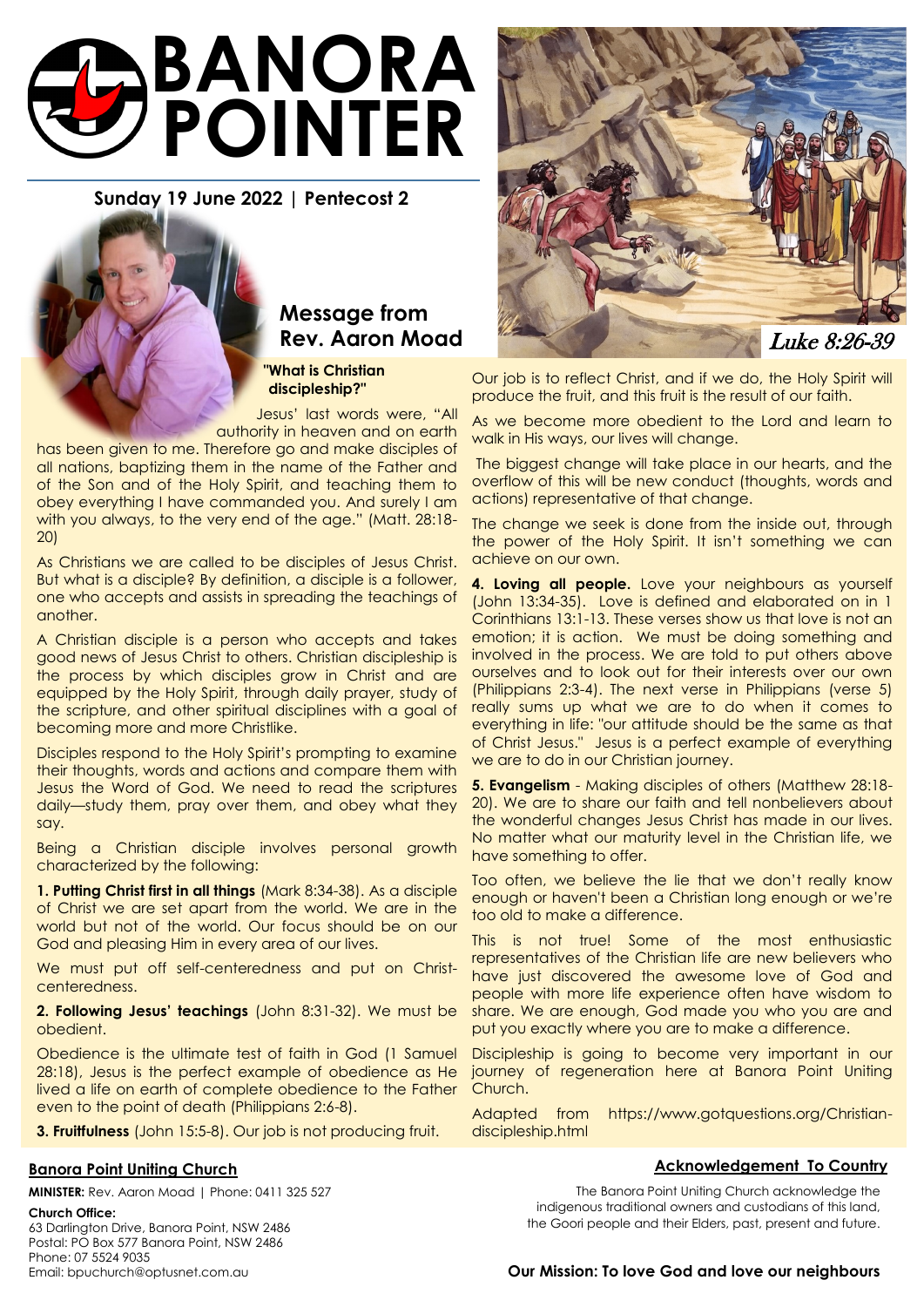# BANORA POINTER

**Sunday 19 June 2022 | Pentecost 2**

## Message from Rev. Aaron Moad

### "What is Christian discipleship?"

Jesus' last words were, "All authority in heaven and on earth has been given to me. Therefore go and make disciples of all nations, baptizing them in the name of the Father and of the Son and of the Holy Spirit, and teaching them to obey everything I have commanded you. And surely I am with you always, to the very end of the age." (Matt. 28:18-20)

As Christians we are called to be disciples of Jesus Christ. But what is a disciple? By definition, a disciple is a follower, one who accepts and assists in spreading the teachings of another.

A Christian disciple is a person who accepts and takes good news of Jesus Christ to others. Christian discipleship is the process by which disciples grow in Christ and are equipped by the Holy Spirit, through daily prayer, study of the scripture, and other spiritual disciplines with a goal of becoming more and more Christlike.

Disciples respond to the Holy Spirit's prompting to examine their thoughts, words and actions and compare them with Jesus the Word of God. We need to read the scriptures daily—study them, pray over them, and obey what they say.

Being a Christian disciple involves personal growth characterized by the following:

**1. Putting Christ first in all things** (Mark 8:34-38). As a disciple of Christ we are set apart from the world. We are in the world but not of the world. Our focus should be on our God and pleasing Him in every area of our lives.

We must put off self-centeredness and put on Christ-centeredness.

**2. Following Jesus' teachings** (John 8:31-32). We must be obedient.

Obedience is the ultimate test of faith in God (1 Samuel 28:18), Jesus is the perfect example of obedience as He lived a life on earth of complete obedience to the Father even to the point of death (Philippians 2:6-8).

**3. Fruitfulness** (John 15:5-8). Our job is not producing fruit.

*Luke 8:26-39*

Our job is to reflect Christ, and if we do, the Holy Spirit will produce the fruit, and this fruit is the result of our faith.

As we become more obedient to the Lord and learn to walk in His ways, our lives will change.

The biggest change will take place in our hearts, and the overflow of this will be new conduct (thoughts, words and actions) representative of that change.

The change we seek is done from the inside out, through the power of the Holy Spirit. It isn't something we can achieve on our own.

**4. Loving all people.** Love your neighbours as yourself (John 13:34-35). Love is defined and elaborated on in 1 Corinthians 13:1-13. These verses show us that love is not an emotion; it is action. We must be doing something and involved in the process. We are told to put others above ourselves and to look out for their interests over our own (Philippians 2:3-4). The next verse in Philippians (verse 5) really sums up what we are to do when it comes to everything in life: "our attitude should be the same as that of Christ Jesus." Jesus is a perfect example of everything we are to do in our Christian journey.

**5. Evangelism** - Making disciples of others (Matthew 28:18-20). We are to share our faith and tell nonbelievers about the wonderful changes Jesus Christ has made in our lives. No matter what our maturity level in the Christian life, we have something to offer.

Too often, we believe the lie that we don't really know enough or haven't been a Christian long enough or we're too old to make a difference.

This is not true! Some of the most enthusiastic representatives of the Christian life are new believers who have just discovered the awesome love of God and people with more life experience often have wisdom to share. We are enough, God made you who you are and put you exactly where you are to make a difference.

Discipleship is going to become very important in our journey of regeneration here at Banora Point Uniting Church.

Adapted from https://www.gotquestions.org/Christian-discipleship.html

**Banora Point Uniting Church**

**MINISTER:** Rev. Aaron Moad | Phone: 0411 325 527

**Church Office:**
63 Darlington Drive, Banora Point, NSW 2486
Postal: PO Box 577 Banora Point, NSW 2486
Phone: 07 5524 9035
Email: bpuchurch@optusnet.com.au

**Acknowledgement To Country**

The Banora Point Uniting Church acknowledge the indigenous traditional owners and custodians of this land, the Goori people and their Elders, past, present and future.

**Our Mission: To love God and love our neighbours**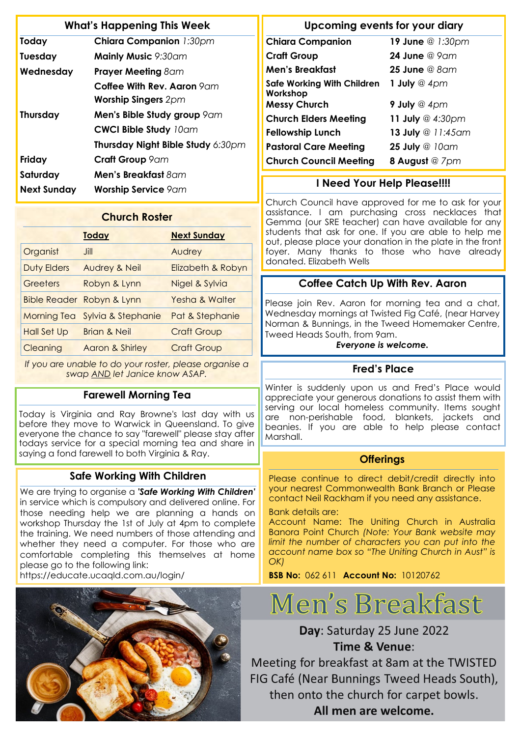## What's Happening This Week

| | |
|---|---|
| **Today** | **Chiara Companion** *1:30pm* |
| **Tuesday** | **Mainly Music** *9:30am* |
| **Wednesday** | **Prayer Meeting** *8am* |
| | **Coffee With Rev. Aaron** *9am* |
| | **Worship Singers** *2pm* |
| **Thursday** | **Men's Bible Study group** *9am* |
| | **CWCI Bible Study** *10am* |
| | **Thursday Night Bible Study** *6:30pm* |
| **Friday** | **Craft Group** *9am* |
| **Saturday** | **Men's Breakfast** *8am* |
| **Next Sunday** | **Worship Service** *9am* |

## Church Roster

| | **Today** | **Next Sunday** |
|---|---|---|
| Organist | Jill | Audrey |
| Duty Elders | Audrey & Neil | Elizabeth & Robyn |
| Greeters | Robyn & Lynn | Nigel & Sylvia |
| Bible Reader | Robyn & Lynn | Yesha & Walter |
| Morning Tea | Sylvia & Stephanie | Pat & Stephanie |
| Hall Set Up | Brian & Neil | Craft Group |
| Cleaning | Aaron & Shirley | Craft Group |

*If you are unable to do your roster, please organise a swap AND let Janice know ASAP.*

## Farewell Morning Tea

Today is Virginia and Ray Browne's last day with us before they move to Warwick in Queensland. To give everyone the chance to say "farewell" please stay after todays service for a special morning tea and share in saying a fond farewell to both Virginia & Ray.

## Safe Working With Children

We are trying to organise a ***'Safe Working With Children'*** in service which is compulsory and delivered online. For those needing help we are planning a hands on workshop Thursday the 1st of July at 4pm to complete the training. We need numbers of those attending and whether they need a computer. For those who are comfortable completing this themselves at home please go to the following link:
https://educate.ucaqld.com.au/login/

## Upcoming events for your diary

| | |
|---|---|
| **Chiara Companion** | **19 June** @ *1:30pm* |
| **Craft Group** | **24 June** @ *9am* |
| **Men's Breakfast** | **25 June** @ *8am* |
| **Safe Working With Children Workshop** | **1 July** @ *4pm* |
| **Messy Church** | **9 July** @ *4pm* |
| **Church Elders Meeting** | **11 July** @ *4:30pm* |
| **Fellowship Lunch** | **13 July** @ *11:45am* |
| **Pastoral Care Meeting** | **25 July** @ *10am* |
| **Church Council Meeting** | **8 August** @ *7pm* |

## I Need Your Help Please!!!!

Church Council have approved for me to ask for your assistance. I am purchasing cross necklaces that Gemma (our SRE teacher) can have available for any students that ask for one. If you are able to help me out, please place your donation in the plate in the front foyer. Many thanks to those who have already donated. Elizabeth Wells

## Coffee Catch Up With Rev. Aaron

Please join Rev. Aaron for morning tea and a chat, Wednesday mornings at Twisted Fig Café, (near Harvey Norman & Bunnings, in the Tweed Homemaker Centre, Tweed Heads South, from 9am.

***Everyone is welcome.***

## Fred's Place

Winter is suddenly upon us and Fred's Place would appreciate your generous donations to assist them with serving our local homeless community. Items sought are non-perishable food, blankets, jackets and beanies. If you are able to help please contact Marshall.

## Offerings

Please continue to direct debit/credit directly into your nearest Commonwealth Bank Branch or Please contact Neil Rackham if you need any assistance.

Bank details are:
Account Name: The Uniting Church in Australia Banora Point Church *(Note: Your Bank website may limit the number of characters you can put into the account name box so "The Uniting Church in Aust" is OK)*

**BSB No:** 062 611 **Account No:** 10120762

# Men's Breakfast

**Day**: Saturday 25 June 2022

**Time & Venue**:

Meeting for breakfast at 8am at the TWISTED FIG Café (Near Bunnings Tweed Heads South), then onto the church for carpet bowls.

**All men are welcome.**